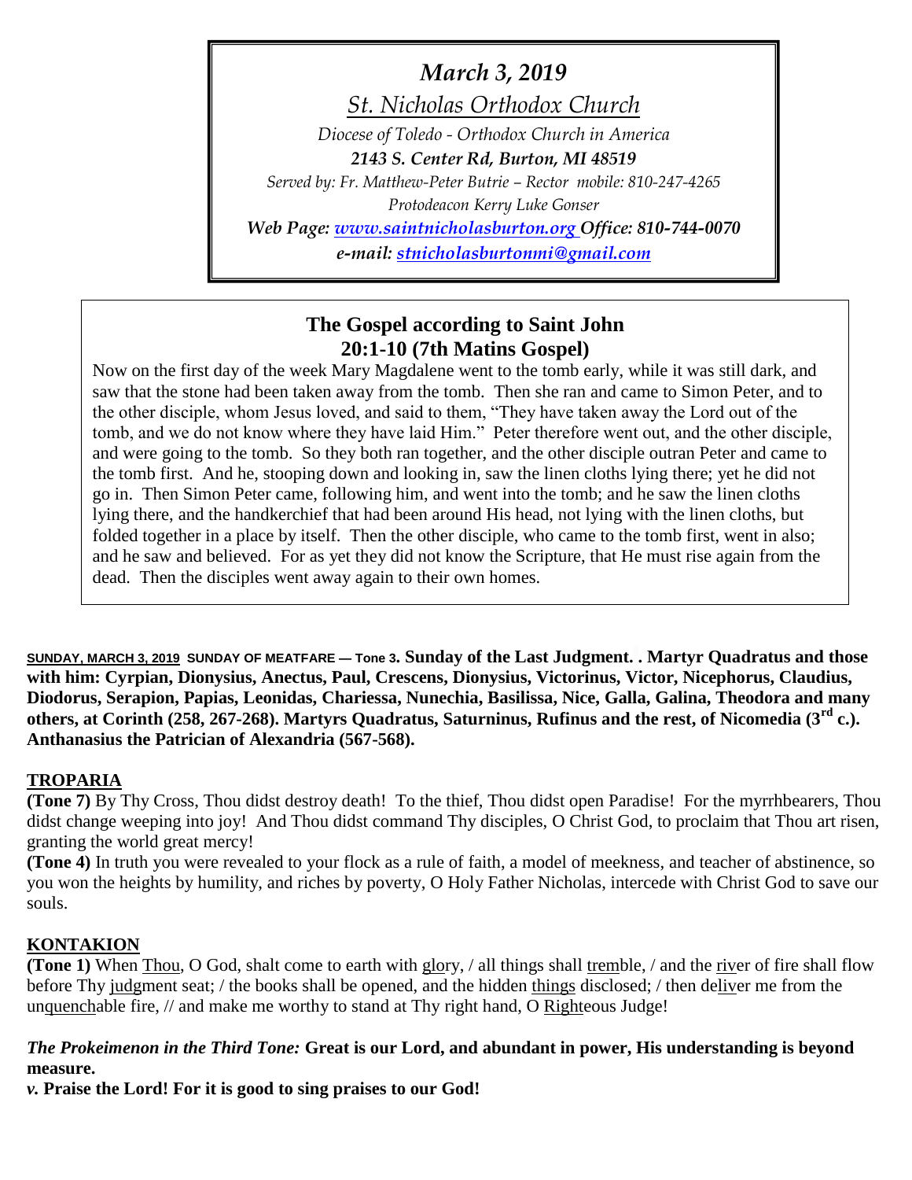*March 3, 2019*

*St. Nicholas Orthodox Church*

*Diocese of Toledo - Orthodox Church in America*

***2143 S. Center Rd, Burton, MI 48519***

*Served by: Fr. Matthew-Peter Butrie – Rector mobile: 810-247-4265*

*Protodeacon Kerry Luke Gonser*

***Web Page: [www.saintnicholasburton.org](http://www.saintnicholasburton.org) Office: 810-744-0070***

***e-mail: [stnicholasburtonmi@gmail.com](mailto:stnicholasburtonmi@gmail.com)***

## The Gospel according to Saint John 20:1-10 (7th Matins Gospel)

Now on the first day of the week Mary Magdalene went to the tomb early, while it was still dark, and saw that the stone had been taken away from the tomb. Then she ran and came to Simon Peter, and to the other disciple, whom Jesus loved, and said to them, "They have taken away the Lord out of the tomb, and we do not know where they have laid Him." Peter therefore went out, and the other disciple, and were going to the tomb. So they both ran together, and the other disciple outran Peter and came to the tomb first. And he, stooping down and looking in, saw the linen cloths lying there; yet he did not go in. Then Simon Peter came, following him, and went into the tomb; and he saw the linen cloths lying there, and the handkerchief that had been around His head, not lying with the linen cloths, but folded together in a place by itself. Then the other disciple, who came to the tomb first, went in also; and he saw and believed. For as yet they did not know the Scripture, that He must rise again from the dead. Then the disciples went away again to their own homes.

**SUNDAY, MARCH 3, 2019 SUNDAY OF MEATFARE — Tone 3. Sunday of the Last Judgment. . Martyr Quadratus and those with him: Cyprian, Dionysius, Anectus, Paul, Crescens, Dionysius, Victorinus, Victor, Nicephorus, Claudius, Diodorus, Serapion, Papias, Leonidas, Chariessa, Nunechia, Basilissa, Nice, Galla, Galina, Theodora and many others, at Corinth (258, 267-268). Martyrs Quadratus, Saturninus, Rufinus and the rest, of Nicomedia (3rd c.). Anthanasius the Patrician of Alexandria (567-568).**

### TROPARIA

**(Tone 7)** By Thy Cross, Thou didst destroy death! To the thief, Thou didst open Paradise! For the myrrhbearers, Thou didst change weeping into joy! And Thou didst command Thy disciples, O Christ God, to proclaim that Thou art risen, granting the world great mercy!

**(Tone 4)** In truth you were revealed to your flock as a rule of faith, a model of meekness, and teacher of abstinence, so you won the heights by humility, and riches by poverty, O Holy Father Nicholas, intercede with Christ God to save our souls.

### KONTAKION

**(Tone 1)** When Thou, O God, shalt come to earth with glory, / all things shall tremble, / and the river of fire shall flow before Thy judgment seat; / the books shall be opened, and the hidden things disclosed; / then deliver me from the unquenchable fire, // and make me worthy to stand at Thy right hand, O Righteous Judge!

***The Prokeimenon in the Third Tone:*** **Great is our Lord, and abundant in power, His understanding is beyond measure.**

***v.*** **Praise the Lord! For it is good to sing praises to our God!**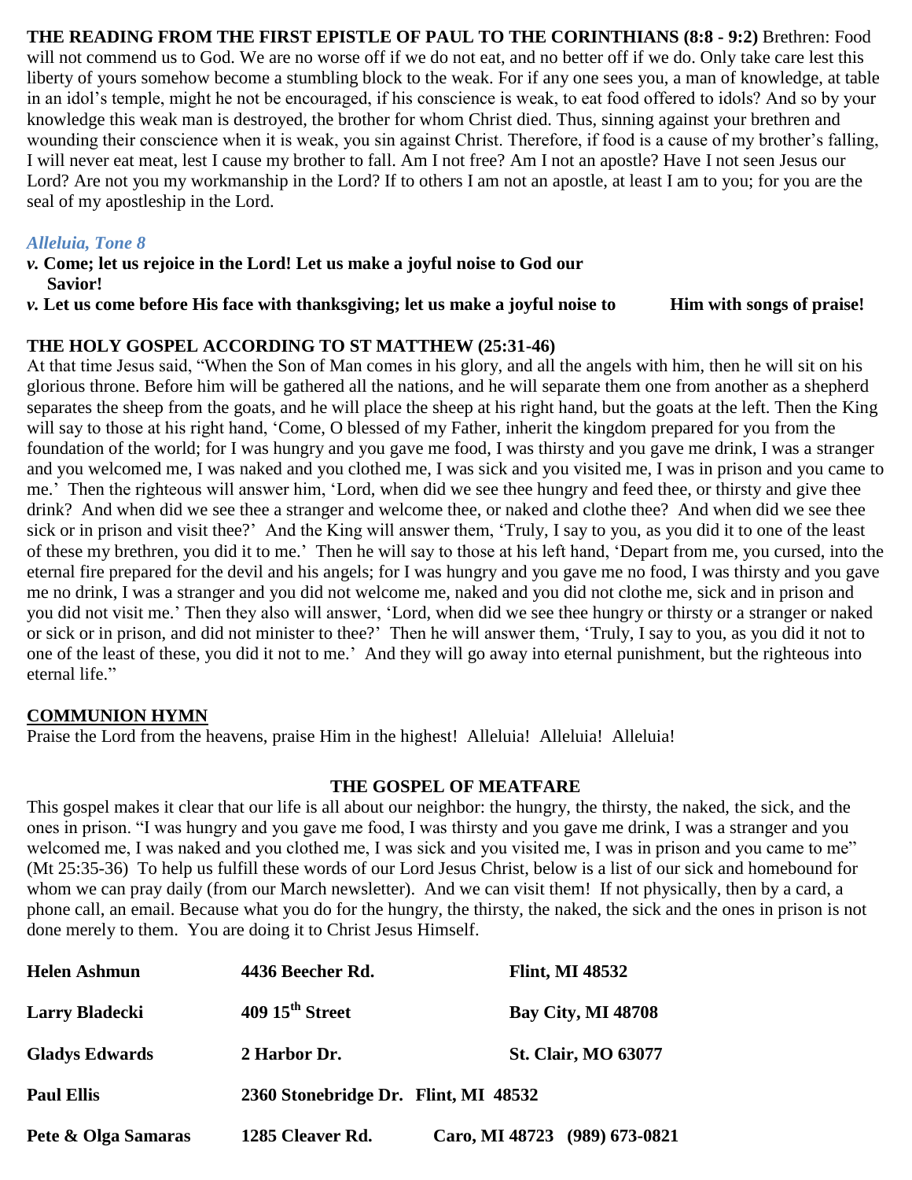**THE READING FROM THE FIRST EPISTLE OF PAUL TO THE CORINTHIANS (8:8 - 9:2)** Brethren: Food will not commend us to God. We are no worse off if we do not eat, and no better off if we do. Only take care lest this liberty of yours somehow become a stumbling block to the weak. For if any one sees you, a man of knowledge, at table in an idol's temple, might he not be encouraged, if his conscience is weak, to eat food offered to idols? And so by your knowledge this weak man is destroyed, the brother for whom Christ died. Thus, sinning against your brethren and wounding their conscience when it is weak, you sin against Christ. Therefore, if food is a cause of my brother's falling, I will never eat meat, lest I cause my brother to fall. Am I not free? Am I not an apostle? Have I not seen Jesus our Lord? Are not you my workmanship in the Lord? If to others I am not an apostle, at least I am to you; for you are the seal of my apostleship in the Lord.

***Alleluia, Tone 8***

***v.* Come; let us rejoice in the Lord! Let us make a joyful noise to God our Savior!**

***v.* Let us come before His face with thanksgiving; let us make a joyful noise to Him with songs of praise!**

**THE HOLY GOSPEL ACCORDING TO ST MATTHEW (25:31-46)**

At that time Jesus said, "When the Son of Man comes in his glory, and all the angels with him, then he will sit on his glorious throne. Before him will be gathered all the nations, and he will separate them one from another as a shepherd separates the sheep from the goats, and he will place the sheep at his right hand, but the goats at the left. Then the King will say to those at his right hand, 'Come, O blessed of my Father, inherit the kingdom prepared for you from the foundation of the world; for I was hungry and you gave me food, I was thirsty and you gave me drink, I was a stranger and you welcomed me, I was naked and you clothed me, I was sick and you visited me, I was in prison and you came to me.' Then the righteous will answer him, 'Lord, when did we see thee hungry and feed thee, or thirsty and give thee drink? And when did we see thee a stranger and welcome thee, or naked and clothe thee? And when did we see thee sick or in prison and visit thee?' And the King will answer them, 'Truly, I say to you, as you did it to one of the least of these my brethren, you did it to me.' Then he will say to those at his left hand, 'Depart from me, you cursed, into the eternal fire prepared for the devil and his angels; for I was hungry and you gave me no food, I was thirsty and you gave me no drink, I was a stranger and you did not welcome me, naked and you did not clothe me, sick and in prison and you did not visit me.' Then they also will answer, 'Lord, when did we see thee hungry or thirsty or a stranger or naked or sick or in prison, and did not minister to thee?' Then he will answer them, 'Truly, I say to you, as you did it not to one of the least of these, you did it not to me.' And they will go away into eternal punishment, but the righteous into eternal life."

**COMMUNION HYMN**

Praise the Lord from the heavens, praise Him in the highest! Alleluia! Alleluia! Alleluia!

**THE GOSPEL OF MEATFARE**

This gospel makes it clear that our life is all about our neighbor: the hungry, the thirsty, the naked, the sick, and the ones in prison. "I was hungry and you gave me food, I was thirsty and you gave me drink, I was a stranger and you welcomed me, I was naked and you clothed me, I was sick and you visited me, I was in prison and you came to me" (Mt 25:35-36) To help us fulfill these words of our Lord Jesus Christ, below is a list of our sick and homebound for whom we can pray daily (from our March newsletter). And we can visit them! If not physically, then by a card, a phone call, an email. Because what you do for the hungry, the thirsty, the naked, the sick and the ones in prison is not done merely to them. You are doing it to Christ Jesus Himself.

| | | |
|---|---|---|
| **Helen Ashmun** | **4436 Beecher Rd.** | **Flint, MI 48532** |
| **Larry Bladecki** | **409 15th Street** | **Bay City, MI 48708** |
| **Gladys Edwards** | **2 Harbor Dr.** | **St. Clair, MO 63077** |
| **Paul Ellis** | **2360 Stonebridge Dr.** | **Flint, MI 48532** |
| **Pete & Olga Samaras** | **1285 Cleaver Rd.** | **Caro, MI 48723 (989) 673-0821** |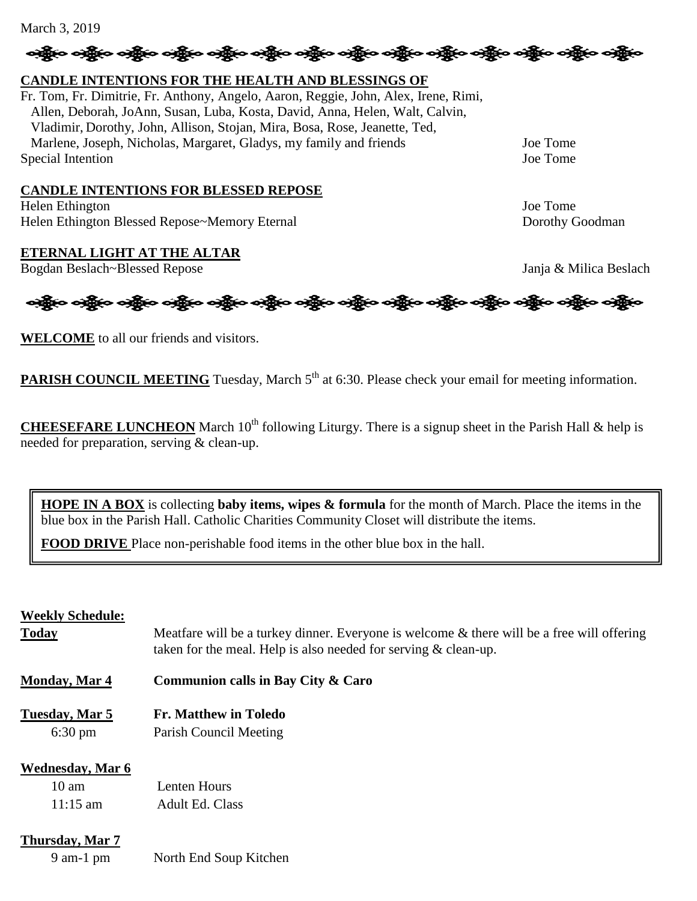March 3, 2019

**CANDLE INTENTIONS FOR THE HEALTH AND BLESSINGS OF**

Fr. Tom, Fr. Dimitrie, Fr. Anthony, Angelo, Aaron, Reggie, John, Alex, Irene, Rimi, Allen, Deborah, JoAnn, Susan, Luba, Kosta, David, Anna, Helen, Walt, Calvin, Vladimir, Dorothy, John, Allison, Stojan, Mira, Bosa, Rose, Jeanette, Ted, Marlene, Joseph, Nicholas, Margaret, Gladys, my family and friends — Joe Tome

Special Intention — Joe Tome

**CANDLE INTENTIONS FOR BLESSED REPOSE**

Helen Ethington — Joe Tome

Helen Ethington Blessed Repose~Memory Eternal — Dorothy Goodman

**ETERNAL LIGHT AT THE ALTAR**

Bogdan Beslach~Blessed Repose — Janja & Milica Beslach

**WELCOME** to all our friends and visitors.

**PARISH COUNCIL MEETING** Tuesday, March 5th at 6:30. Please check your email for meeting information.

**CHEESEFARE LUNCHEON** March 10th following Liturgy. There is a signup sheet in the Parish Hall & help is needed for preparation, serving & clean-up.

**HOPE IN A BOX** is collecting **baby items, wipes & formula** for the month of March. Place the items in the blue box in the Parish Hall. Catholic Charities Community Closet will distribute the items.

**FOOD DRIVE** Place non-perishable food items in the other blue box in the hall.

**Weekly Schedule:**

**Today** — Meatfare will be a turkey dinner. Everyone is welcome & there will be a free will offering taken for the meal. Help is also needed for serving & clean-up.

**Monday, Mar 4** — **Communion calls in Bay City & Caro**

**Tuesday, Mar 5** — **Fr. Matthew in Toledo**
- 6:30 pm — Parish Council Meeting

**Wednesday, Mar 6**
- 10 am — Lenten Hours
- 11:15 am — Adult Ed. Class

**Thursday, Mar 7**
- 9 am-1 pm — North End Soup Kitchen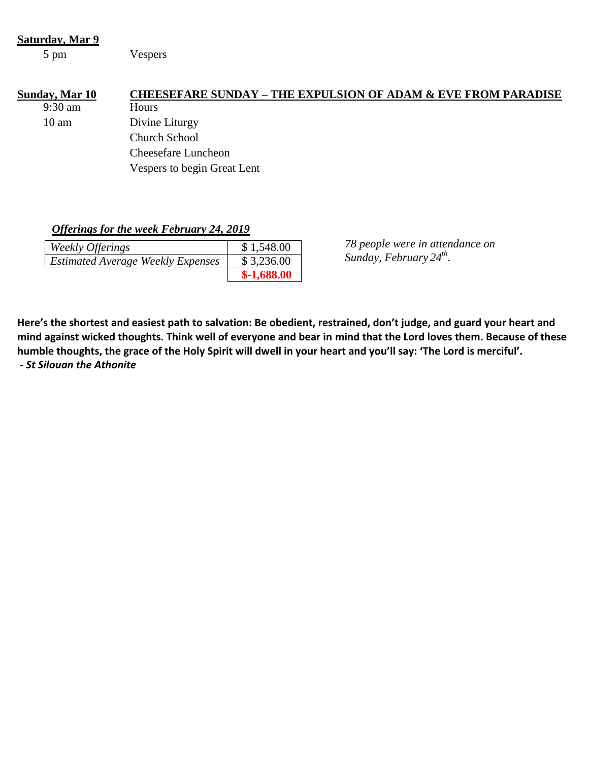**Saturday, Mar 9**

5 pm Vespers

**Sunday, Mar 10** **CHEESEFARE SUNDAY – THE EXPULSION OF ADAM & EVE FROM PARADISE**

9:30 am Hours

10 am Divine Liturgy

Church School

Cheesefare Luncheon

Vespers to begin Great Lent

***Offerings for the week February 24, 2019***

| | |
|---|---|
| *Weekly Offerings* | $ 1,548.00 |
| *Estimated Average Weekly Expenses* | $ 3,236.00 |
| | **$-1,688.00** |

*78 people were in attendance on Sunday, February 24th.*

**Here's the shortest and easiest path to salvation: Be obedient, restrained, don't judge, and guard your heart and mind against wicked thoughts. Think well of everyone and bear in mind that the Lord loves them. Because of these humble thoughts, the grace of the Holy Spirit will dwell in your heart and you'll say: 'The Lord is merciful'.**
**- *St Silouan the Athonite***